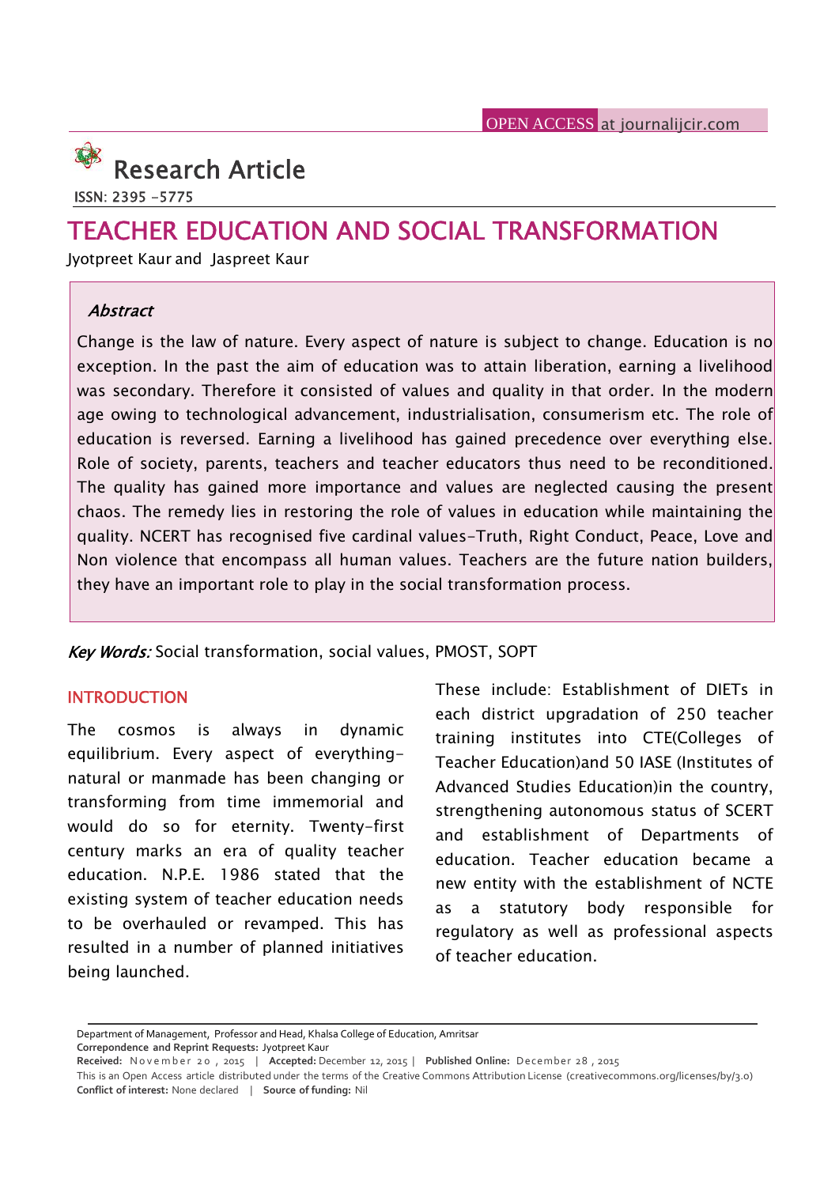OPEN ACCESS at journalijcir.com

# Research Article

ISSN: 2395 -5775

# TEACHER EDUCATION AND SOCIAL TRANSFORMATION

Jyotpreet Kaur and Jaspreet Kaur

### *Abstract*

Change is the law of nature. Every aspect of nature is subject to change. Education is no exception. In the past the aim of education was to attain liberation, earning a livelihood was secondary. Therefore it consisted of values and quality in that order. In the modern age owing to technological advancement, industrialisation, consumerism etc. The role of education is reversed. Earning a livelihood has gained precedence over everything else. Role of society, parents, teachers and teacher educators thus need to be reconditioned. The quality has gained more importance and values are neglected causing the present chaos. The remedy lies in restoring the role of values in education while maintaining the quality. NCERT has recognised five cardinal values-Truth, Right Conduct, Peace, Love and Non violence that encompass all human values. Teachers are the future nation builders, they have an important role to play in the social transformation process.

*Key Words:* Social transformation, social values, PMOST, SOPT

## INTRODUCTION

The cosmos is always in dynamic equilibrium. Every aspect of everything-natural or manmade has been changing or transforming from time immemorial and would do so for eternity. Twenty-first century marks an era of quality teacher education. N.P.E. 1986 stated that the existing system of teacher education needs to be overhauled or revamped. This has resulted in a number of planned initiatives being launched.

These include: Establishment of DIETs in each district upgradation of 250 teacher training institutes into CTE(Colleges of Teacher Education)and 50 IASE (Institutes of Advanced Studies Education)in the country, strengthening autonomous status of SCERT and establishment of Departments of education. Teacher education became a new entity with the establishment of NCTE as a statutory body responsible for regulatory as well as professional aspects of teacher education.

Department of Management, Professor and Head, Khalsa College of Education, Amritsar

**Correpondence and Reprint Requests:** Jyotpreet Kaur

**Received:** November 20, 2015 | **Accepted:** December 12, 2015 | **Published Online:** December 28, 2015

This is an Open Access article distributed under the terms of the Creative Commons Attribution License (creativecommons.org/licenses/by/3.0)

**Conflict of interest:** None declared | **Source of funding:** Nil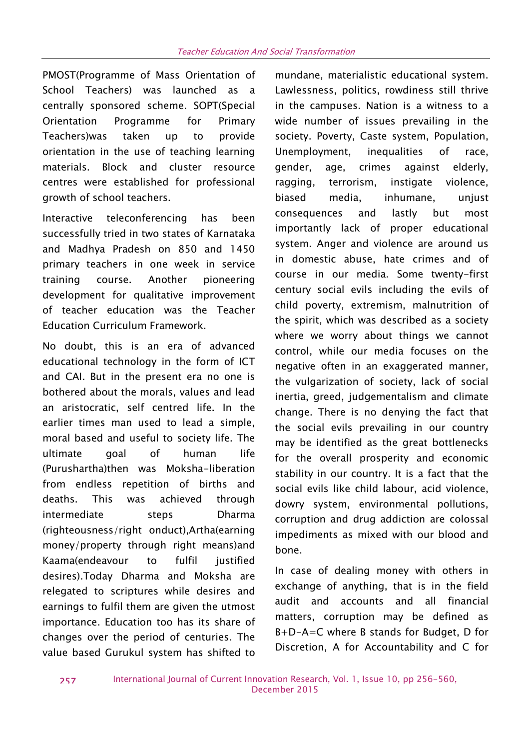PMOST(Programme of Mass Orientation of School Teachers) was launched as a centrally sponsored scheme. SOPT(Special Orientation Programme for Primary Teachers)was taken up to provide orientation in the use of teaching learning materials. Block and cluster resource centres were established for professional growth of school teachers.

Interactive teleconferencing has been successfully tried in two states of Karnataka and Madhya Pradesh on 850 and 1450 primary teachers in one week in service training course. Another pioneering development for qualitative improvement of teacher education was the Teacher Education Curriculum Framework.

No doubt, this is an era of advanced educational technology in the form of ICT and CAI. But in the present era no one is bothered about the morals, values and lead an aristocratic, self centred life. In the earlier times man used to lead a simple, moral based and useful to society life. The ultimate goal of human life (Purushartha)then was Moksha-liberation from endless repetition of births and deaths. This was achieved through intermediate steps Dharma (righteousness/right onduct),Artha(earning money/property through right means)and Kaama(endeavour to fulfil justified desires).Today Dharma and Moksha are relegated to scriptures while desires and earnings to fulfil them are given the utmost importance. Education too has its share of changes over the period of centuries. The value based Gurukul system has shifted to mundane, materialistic educational system. Lawlessness, politics, rowdiness still thrive in the campuses. Nation is a witness to a wide number of issues prevailing in the society. Poverty, Caste system, Population, Unemployment, inequalities of race, gender, age, crimes against elderly, ragging, terrorism, instigate violence, biased media, inhumane, unjust consequences and lastly but most importantly lack of proper educational system. Anger and violence are around us in domestic abuse, hate crimes and of course in our media. Some twenty-first century social evils including the evils of child poverty, extremism, malnutrition of the spirit, which was described as a society where we worry about things we cannot control, while our media focuses on the negative often in an exaggerated manner, the vulgarization of society, lack of social inertia, greed, judgementalism and climate change. There is no denying the fact that the social evils prevailing in our country may be identified as the great bottlenecks for the overall prosperity and economic stability in our country. It is a fact that the social evils like child labour, acid violence, dowry system, environmental pollutions, corruption and drug addiction are colossal impediments as mixed with our blood and bone.

In case of dealing money with others in exchange of anything, that is in the field audit and accounts and all financial matters, corruption may be defined as $B+D-A=C$ where B stands for Budget, D for Discretion, A for Accountability and C for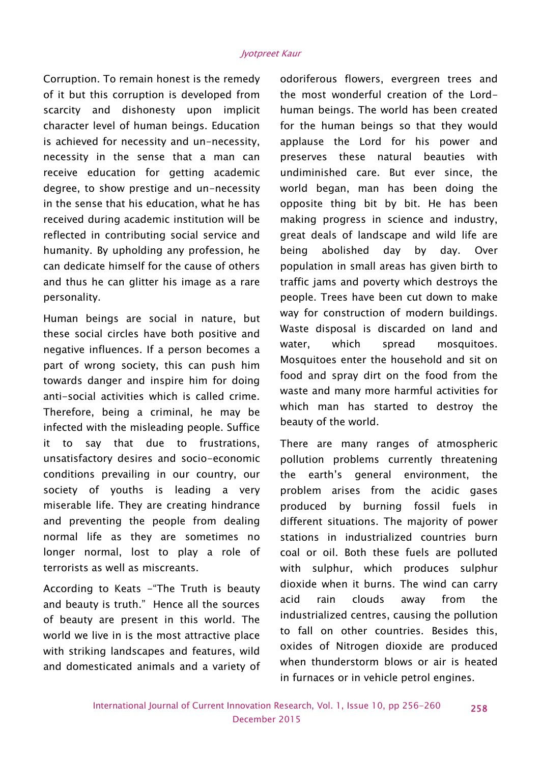Corruption. To remain honest is the remedy of it but this corruption is developed from scarcity and dishonesty upon implicit character level of human beings. Education is achieved for necessity and un-necessity, necessity in the sense that a man can receive education for getting academic degree, to show prestige and un-necessity in the sense that his education, what he has received during academic institution will be reflected in contributing social service and humanity. By upholding any profession, he can dedicate himself for the cause of others and thus he can glitter his image as a rare personality.

Human beings are social in nature, but these social circles have both positive and negative influences. If a person becomes a part of wrong society, this can push him towards danger and inspire him for doing anti-social activities which is called crime. Therefore, being a criminal, he may be infected with the misleading people. Suffice it to say that due to frustrations, unsatisfactory desires and socio-economic conditions prevailing in our country, our society of youths is leading a very miserable life. They are creating hindrance and preventing the people from dealing normal life as they are sometimes no longer normal, lost to play a role of terrorists as well as miscreants.

According to Keats -"The Truth is beauty and beauty is truth." Hence all the sources of beauty are present in this world. The world we live in is the most attractive place with striking landscapes and features, wild and domesticated animals and a variety of odoriferous flowers, evergreen trees and the most wonderful creation of the Lord-human beings. The world has been created for the human beings so that they would applause the Lord for his power and preserves these natural beauties with undiminished care. But ever since, the world began, man has been doing the opposite thing bit by bit. He has been making progress in science and industry, great deals of landscape and wild life are being abolished day by day. Over population in small areas has given birth to traffic jams and poverty which destroys the people. Trees have been cut down to make way for construction of modern buildings. Waste disposal is discarded on land and water, which spread mosquitoes. Mosquitoes enter the household and sit on food and spray dirt on the food from the waste and many more harmful activities for which man has started to destroy the beauty of the world.

There are many ranges of atmospheric pollution problems currently threatening the earth's general environment, the problem arises from the acidic gases produced by burning fossil fuels in different situations. The majority of power stations in industrialized countries burn coal or oil. Both these fuels are polluted with sulphur, which produces sulphur dioxide when it burns. The wind can carry acid rain clouds away from the industrialized centres, causing the pollution to fall on other countries. Besides this, oxides of Nitrogen dioxide are produced when thunderstorm blows or air is heated in furnaces or in vehicle petrol engines.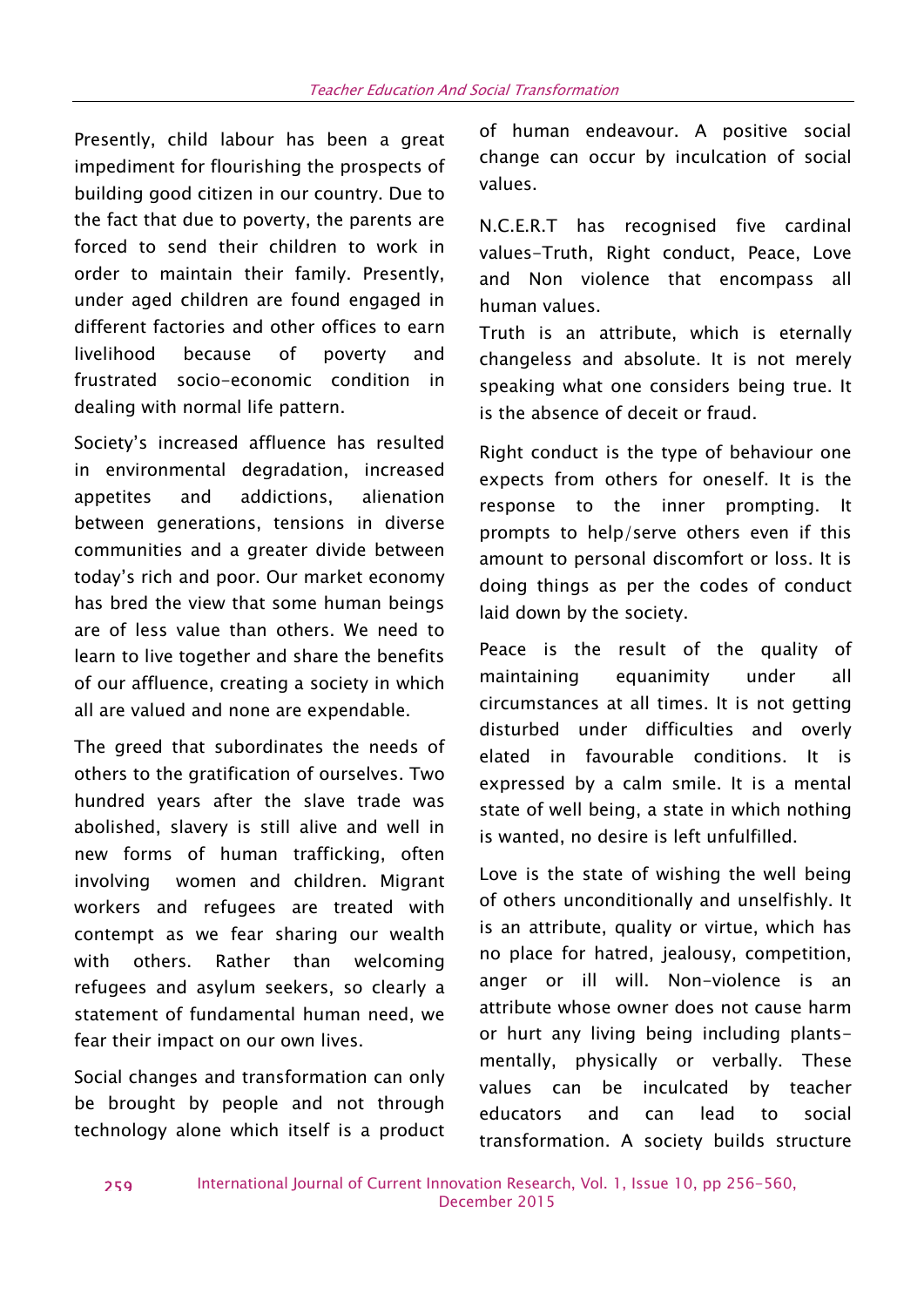Presently, child labour has been a great impediment for flourishing the prospects of building good citizen in our country. Due to the fact that due to poverty, the parents are forced to send their children to work in order to maintain their family. Presently, under aged children are found engaged in different factories and other offices to earn livelihood because of poverty and frustrated socio-economic condition in dealing with normal life pattern.

Society's increased affluence has resulted in environmental degradation, increased appetites and addictions, alienation between generations, tensions in diverse communities and a greater divide between today's rich and poor. Our market economy has bred the view that some human beings are of less value than others. We need to learn to live together and share the benefits of our affluence, creating a society in which all are valued and none are expendable.

The greed that subordinates the needs of others to the gratification of ourselves. Two hundred years after the slave trade was abolished, slavery is still alive and well in new forms of human trafficking, often involving women and children. Migrant workers and refugees are treated with contempt as we fear sharing our wealth with others. Rather than welcoming refugees and asylum seekers, so clearly a statement of fundamental human need, we fear their impact on our own lives.

Social changes and transformation can only be brought by people and not through technology alone which itself is a product of human endeavour. A positive social change can occur by inculcation of social values.

N.C.E.R.T has recognised five cardinal values-Truth, Right conduct, Peace, Love and Non violence that encompass all human values.

Truth is an attribute, which is eternally changeless and absolute. It is not merely speaking what one considers being true. It is the absence of deceit or fraud.

Right conduct is the type of behaviour one expects from others for oneself. It is the response to the inner prompting. It prompts to help/serve others even if this amount to personal discomfort or loss. It is doing things as per the codes of conduct laid down by the society.

Peace is the result of the quality of maintaining equanimity under all circumstances at all times. It is not getting disturbed under difficulties and overly elated in favourable conditions. It is expressed by a calm smile. It is a mental state of well being, a state in which nothing is wanted, no desire is left unfulfilled.

Love is the state of wishing the well being of others unconditionally and unselfishly. It is an attribute, quality or virtue, which has no place for hatred, jealousy, competition, anger or ill will. Non-violence is an attribute whose owner does not cause harm or hurt any living being including plants-mentally, physically or verbally. These values can be inculcated by teacher educators and can lead to social transformation. A society builds structure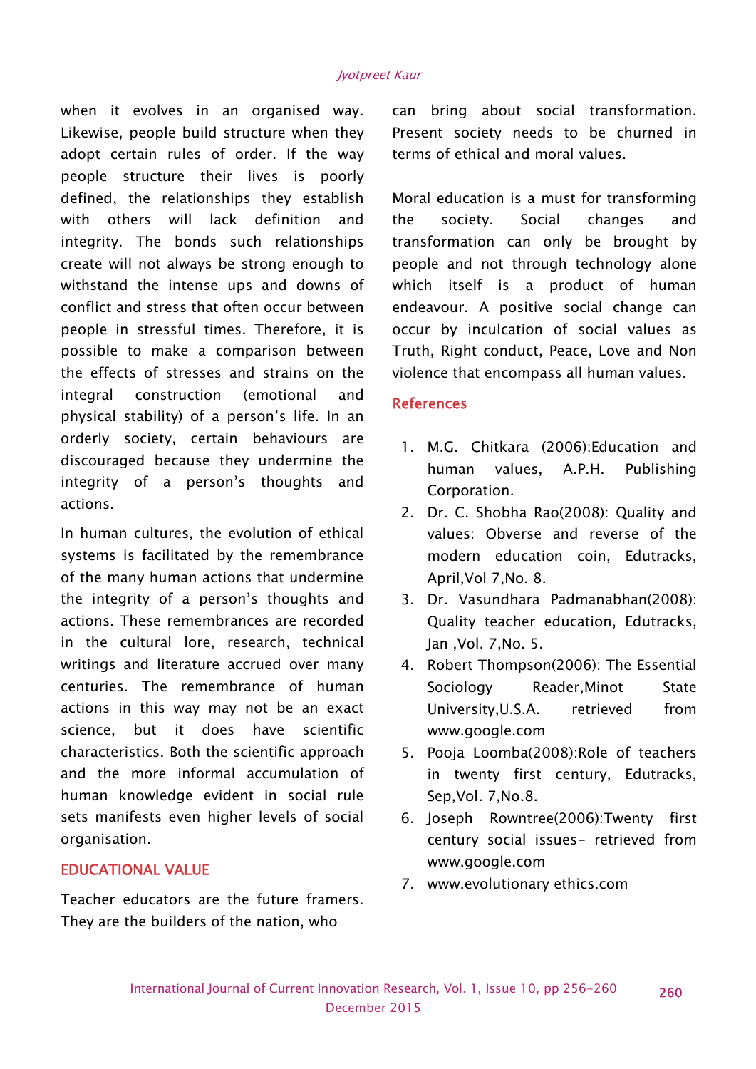when it evolves in an organised way. Likewise, people build structure when they adopt certain rules of order. If the way people structure their lives is poorly defined, the relationships they establish with others will lack definition and integrity. The bonds such relationships create will not always be strong enough to withstand the intense ups and downs of conflict and stress that often occur between people in stressful times. Therefore, it is possible to make a comparison between the effects of stresses and strains on the integral construction (emotional and physical stability) of a person's life. In an orderly society, certain behaviours are discouraged because they undermine the integrity of a person's thoughts and actions.

In human cultures, the evolution of ethical systems is facilitated by the remembrance of the many human actions that undermine the integrity of a person's thoughts and actions. These remembrances are recorded in the cultural lore, research, technical writings and literature accrued over many centuries. The remembrance of human actions in this way may not be an exact science, but it does have scientific characteristics. Both the scientific approach and the more informal accumulation of human knowledge evident in social rule sets manifests even higher levels of social organisation.

## EDUCATIONAL VALUE

Teacher educators are the future framers. They are the builders of the nation, who can bring about social transformation. Present society needs to be churned in terms of ethical and moral values.

Moral education is a must for transforming the society. Social changes and transformation can only be brought by people and not through technology alone which itself is a product of human endeavour. A positive social change can occur by inculcation of social values as Truth, Right conduct, Peace, Love and Non violence that encompass all human values.

## References

1. M.G. Chitkara (2006):Education and human values, A.P.H. Publishing Corporation.
2. Dr. C. Shobha Rao(2008): Quality and values: Obverse and reverse of the modern education coin, Edutracks, April,Vol 7,No. 8.
3. Dr. Vasundhara Padmanabhan(2008): Quality teacher education, Edutracks, Jan ,Vol. 7,No. 5.
4. Robert Thompson(2006): The Essential Sociology Reader,Minot State University,U.S.A. retrieved from www.google.com
5. Pooja Loomba(2008):Role of teachers in twenty first century, Edutracks, Sep,Vol. 7,No.8.
6. Joseph Rowntree(2006):Twenty first century social issues- retrieved from www.google.com
7. www.evolutionary ethics.com